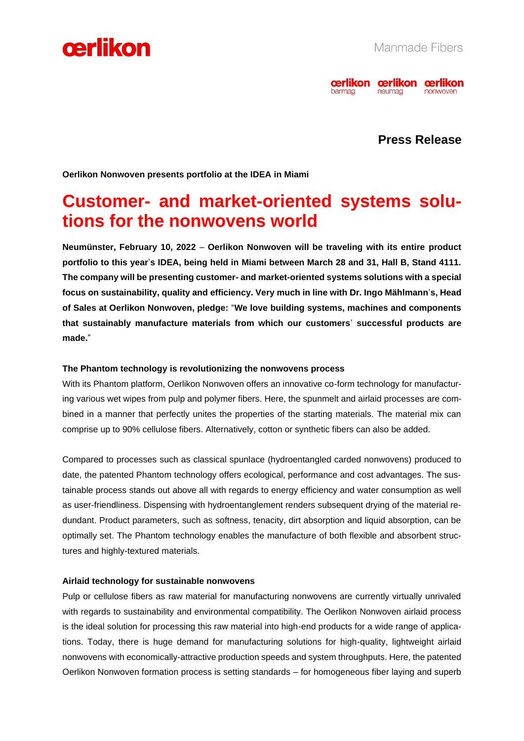Manmade Fibers

**Press Release**

**Oerlikon Nonwoven presents portfolio at the IDEA in Miami**

# Customer- and market-oriented systems solutions for the nonwovens world

**Neumünster, February 10, 2022 – Oerlikon Nonwoven will be traveling with its entire product portfolio to this year's IDEA, being held in Miami between March 28 and 31, Hall B, Stand 4111. The company will be presenting customer- and market-oriented systems solutions with a special focus on sustainability, quality and efficiency. Very much in line with Dr. Ingo Mählmann's, Head of Sales at Oerlikon Nonwoven, pledge: "We love building systems, machines and components that sustainably manufacture materials from which our customers' successful products are made."**

### The Phantom technology is revolutionizing the nonwovens process

With its Phantom platform, Oerlikon Nonwoven offers an innovative co-form technology for manufacturing various wet wipes from pulp and polymer fibers. Here, the spunmelt and airlaid processes are combined in a manner that perfectly unites the properties of the starting materials. The material mix can comprise up to 90% cellulose fibers. Alternatively, cotton or synthetic fibers can also be added.

Compared to processes such as classical spunlace (hydroentangled carded nonwovens) produced to date, the patented Phantom technology offers ecological, performance and cost advantages. The sustainable process stands out above all with regards to energy efficiency and water consumption as well as user-friendliness. Dispensing with hydroentanglement renders subsequent drying of the material redundant. Product parameters, such as softness, tenacity, dirt absorption and liquid absorption, can be optimally set. The Phantom technology enables the manufacture of both flexible and absorbent structures and highly-textured materials.

### Airlaid technology for sustainable nonwovens

Pulp or cellulose fibers as raw material for manufacturing nonwovens are currently virtually unrivaled with regards to sustainability and environmental compatibility. The Oerlikon Nonwoven airlaid process is the ideal solution for processing this raw material into high-end products for a wide range of applications. Today, there is huge demand for manufacturing solutions for high-quality, lightweight airlaid nonwovens with economically-attractive production speeds and system throughputs. Here, the patented Oerlikon Nonwoven formation process is setting standards – for homogeneous fiber laying and superb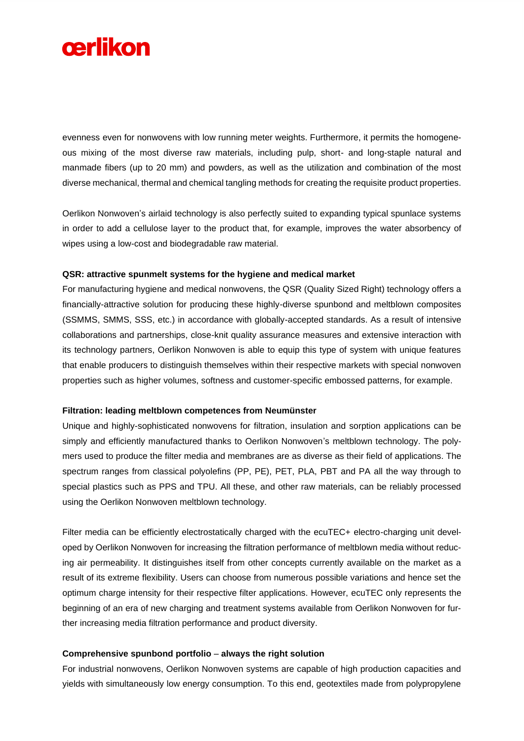evenness even for nonwovens with low running meter weights. Furthermore, it permits the homogeneous mixing of the most diverse raw materials, including pulp, short- and long-staple natural and manmade fibers (up to 20 mm) and powders, as well as the utilization and combination of the most diverse mechanical, thermal and chemical tangling methods for creating the requisite product properties.

Oerlikon Nonwoven's airlaid technology is also perfectly suited to expanding typical spunlace systems in order to add a cellulose layer to the product that, for example, improves the water absorbency of wipes using a low-cost and biodegradable raw material.

**QSR: attractive spunmelt systems for the hygiene and medical market**

For manufacturing hygiene and medical nonwovens, the QSR (Quality Sized Right) technology offers a financially-attractive solution for producing these highly-diverse spunbond and meltblown composites (SSMMS, SMMS, SSS, etc.) in accordance with globally-accepted standards. As a result of intensive collaborations and partnerships, close-knit quality assurance measures and extensive interaction with its technology partners, Oerlikon Nonwoven is able to equip this type of system with unique features that enable producers to distinguish themselves within their respective markets with special nonwoven properties such as higher volumes, softness and customer-specific embossed patterns, for example.

**Filtration: leading meltblown competences from Neumünster**

Unique and highly-sophisticated nonwovens for filtration, insulation and sorption applications can be simply and efficiently manufactured thanks to Oerlikon Nonwoven's meltblown technology. The polymers used to produce the filter media and membranes are as diverse as their field of applications. The spectrum ranges from classical polyolefins (PP, PE), PET, PLA, PBT and PA all the way through to special plastics such as PPS and TPU. All these, and other raw materials, can be reliably processed using the Oerlikon Nonwoven meltblown technology.

Filter media can be efficiently electrostatically charged with the ecuTEC+ electro-charging unit developed by Oerlikon Nonwoven for increasing the filtration performance of meltblown media without reducing air permeability. It distinguishes itself from other concepts currently available on the market as a result of its extreme flexibility. Users can choose from numerous possible variations and hence set the optimum charge intensity for their respective filter applications. However, ecuTEC only represents the beginning of an era of new charging and treatment systems available from Oerlikon Nonwoven for further increasing media filtration performance and product diversity.

**Comprehensive spunbond portfolio – always the right solution**

For industrial nonwovens, Oerlikon Nonwoven systems are capable of high production capacities and yields with simultaneously low energy consumption. To this end, geotextiles made from polypropylene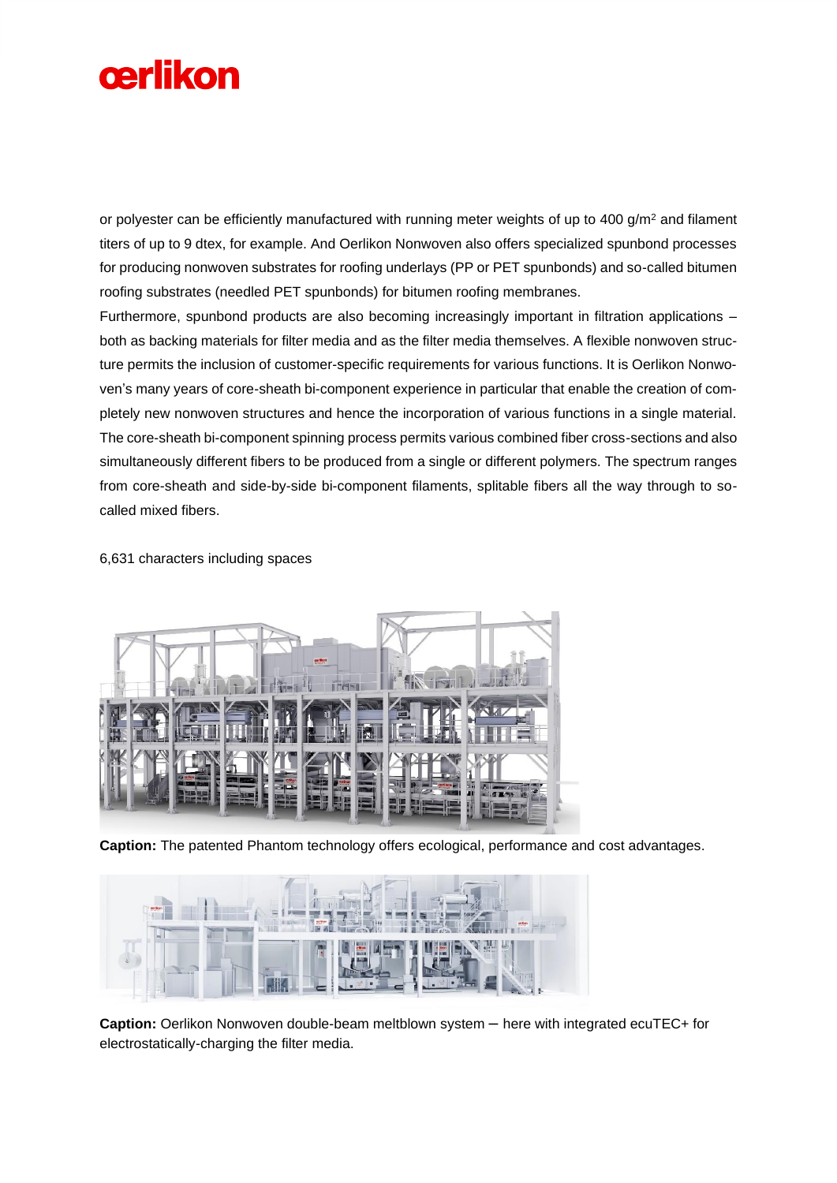or polyester can be efficiently manufactured with running meter weights of up to 400 g/m$^2$ and filament titers of up to 9 dtex, for example. And Oerlikon Nonwoven also offers specialized spunbond processes for producing nonwoven substrates for roofing underlays (PP or PET spunbonds) and so-called bitumen roofing substrates (needled PET spunbonds) for bitumen roofing membranes.

Furthermore, spunbond products are also becoming increasingly important in filtration applications – both as backing materials for filter media and as the filter media themselves. A flexible nonwoven structure permits the inclusion of customer-specific requirements for various functions. It is Oerlikon Nonwoven's many years of core-sheath bi-component experience in particular that enable the creation of completely new nonwoven structures and hence the incorporation of various functions in a single material. The core-sheath bi-component spinning process permits various combined fiber cross-sections and also simultaneously different fibers to be produced from a single or different polymers. The spectrum ranges from core-sheath and side-by-side bi-component filaments, splitable fibers all the way through to so-called mixed fibers.

6,631 characters including spaces

**Caption:** The patented Phantom technology offers ecological, performance and cost advantages.

**Caption:** Oerlikon Nonwoven double-beam meltblown system – here with integrated ecuTEC+ for electrostatically-charging the filter media.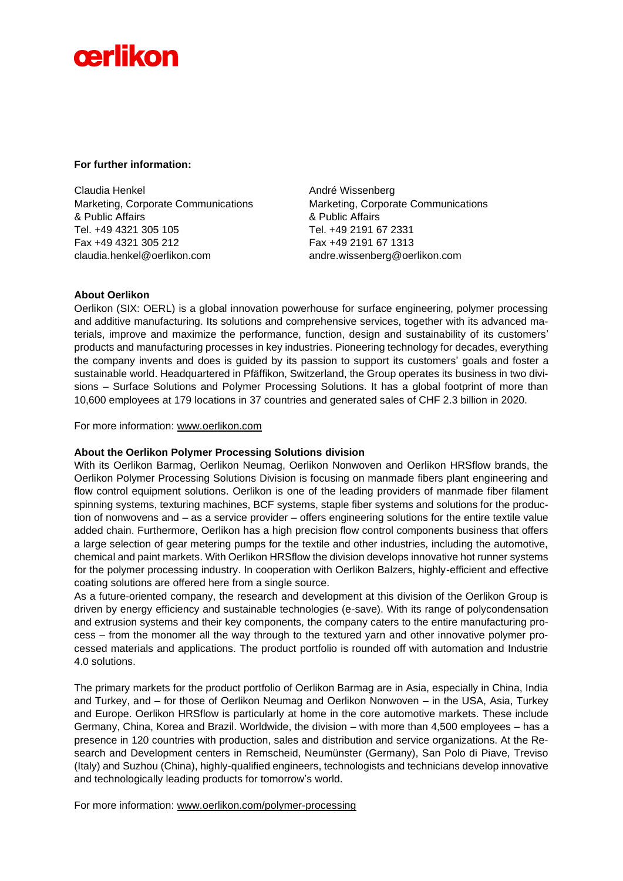**For further information:**

Claudia Henkel
Marketing, Corporate Communications
& Public Affairs
Tel. +49 4321 305 105
Fax +49 4321 305 212
claudia.henkel@oerlikon.com

André Wissenberg
Marketing, Corporate Communications
& Public Affairs
Tel. +49 2191 67 2331
Fax +49 2191 67 1313
andre.wissenberg@oerlikon.com

**About Oerlikon**

Oerlikon (SIX: OERL) is a global innovation powerhouse for surface engineering, polymer processing and additive manufacturing. Its solutions and comprehensive services, together with its advanced materials, improve and maximize the performance, function, design and sustainability of its customers' products and manufacturing processes in key industries. Pioneering technology for decades, everything the company invents and does is guided by its passion to support its customers' goals and foster a sustainable world. Headquartered in Pfäffikon, Switzerland, the Group operates its business in two divisions – Surface Solutions and Polymer Processing Solutions. It has a global footprint of more than 10,600 employees at 179 locations in 37 countries and generated sales of CHF 2.3 billion in 2020.

For more information: www.oerlikon.com

**About the Oerlikon Polymer Processing Solutions division**

With its Oerlikon Barmag, Oerlikon Neumag, Oerlikon Nonwoven and Oerlikon HRSflow brands, the Oerlikon Polymer Processing Solutions Division is focusing on manmade fibers plant engineering and flow control equipment solutions. Oerlikon is one of the leading providers of manmade fiber filament spinning systems, texturing machines, BCF systems, staple fiber systems and solutions for the production of nonwovens and – as a service provider – offers engineering solutions for the entire textile value added chain. Furthermore, Oerlikon has a high precision flow control components business that offers a large selection of gear metering pumps for the textile and other industries, including the automotive, chemical and paint markets. With Oerlikon HRSflow the division develops innovative hot runner systems for the polymer processing industry. In cooperation with Oerlikon Balzers, highly-efficient and effective coating solutions are offered here from a single source.
As a future-oriented company, the research and development at this division of the Oerlikon Group is driven by energy efficiency and sustainable technologies (e-save). With its range of polycondensation and extrusion systems and their key components, the company caters to the entire manufacturing process – from the monomer all the way through to the textured yarn and other innovative polymer processed materials and applications. The product portfolio is rounded off with automation and Industrie 4.0 solutions.

The primary markets for the product portfolio of Oerlikon Barmag are in Asia, especially in China, India and Turkey, and – for those of Oerlikon Neumag and Oerlikon Nonwoven – in the USA, Asia, Turkey and Europe. Oerlikon HRSflow is particularly at home in the core automotive markets. These include Germany, China, Korea and Brazil. Worldwide, the division – with more than 4,500 employees – has a presence in 120 countries with production, sales and distribution and service organizations. At the Research and Development centers in Remscheid, Neumünster (Germany), San Polo di Piave, Treviso (Italy) and Suzhou (China), highly-qualified engineers, technologists and technicians develop innovative and technologically leading products for tomorrow's world.

For more information: www.oerlikon.com/polymer-processing